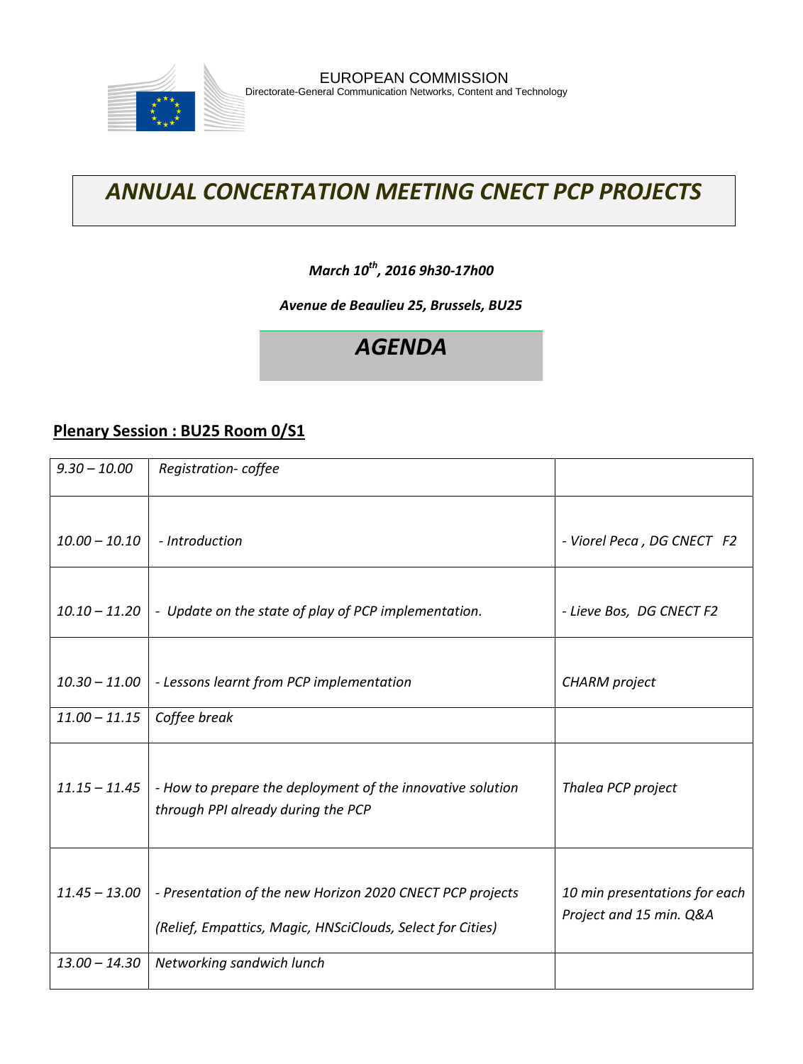EUROPEAN COMMISSION
Directorate-General Communication Networks, Content and Technology

# *ANNUAL CONCERTATION MEETING CNECT PCP PROJECTS*

***March 10th, 2016 9h30-17h00***

***Avenue de Beaulieu 25, Brussels, BU25***

## *AGENDA*

### Plenary Session : BU25 Room 0/S1

| | | |
|---|---|---|
| *9.30 – 10.00* | *Registration- coffee* | |
| *10.00 – 10.10* | *- Introduction* | *- Viorel Peca , DG CNECT F2* |
| *10.10 – 11.20* | *- Update on the state of play of PCP implementation.* | *- Lieve Bos, DG CNECT F2* |
| *10.30 – 11.00* | *- Lessons learnt from PCP implementation* | *CHARM project* |
| *11.00 – 11.15* | *Coffee break* | |
| *11.15 – 11.45* | *- How to prepare the deployment of the innovative solution through PPI already during the PCP* | *Thalea PCP project* |
| *11.45 – 13.00* | *- Presentation of the new Horizon 2020 CNECT PCP projects (Relief, Empattics, Magic, HNSciClouds, Select for Cities)* | *10 min presentations for each Project and 15 min. Q&A* |
| *13.00 – 14.30* | *Networking sandwich lunch* | |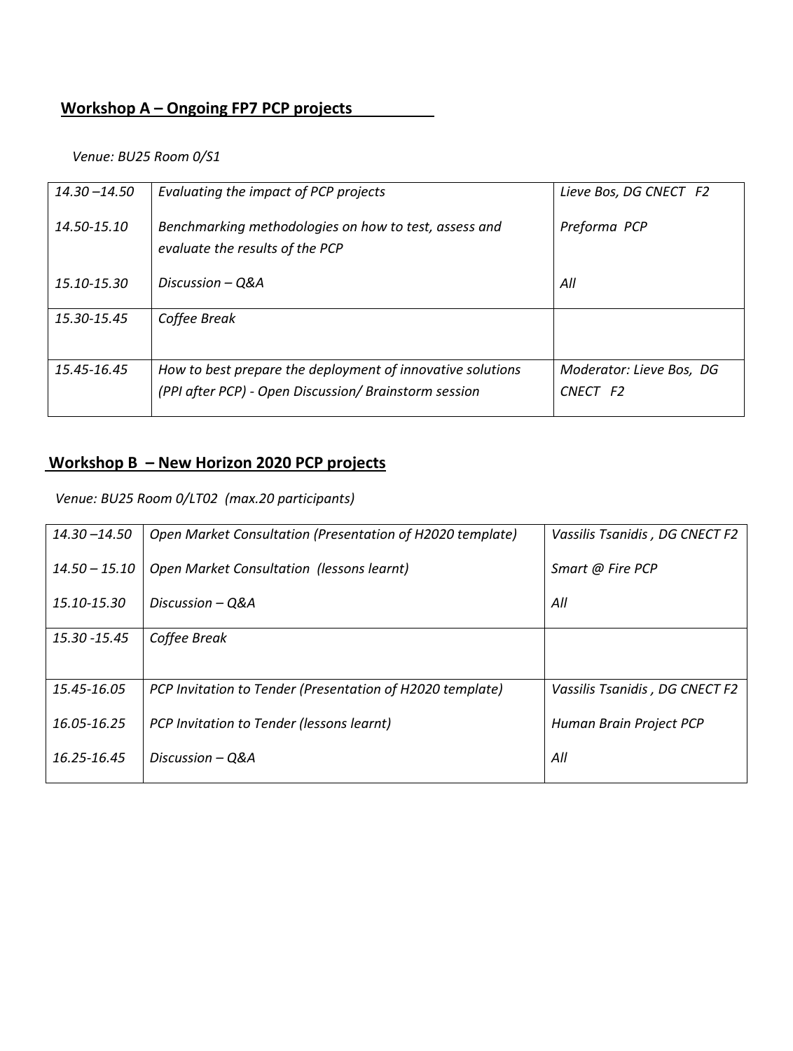## Workshop A – Ongoing FP7 PCP projects

*Venue: BU25 Room 0/S1*

| | | |
|---|---|---|
| *14.30 –14.50* | *Evaluating the impact of PCP projects* | *Lieve Bos, DG CNECT F2* |
| *14.50-15.10* | *Benchmarking methodologies on how to test, assess and evaluate the results of the PCP* | *Preforma PCP* |
| *15.10-15.30* | *Discussion – Q&A* | *All* |
| *15.30-15.45* | *Coffee Break* | |
| *15.45-16.45* | *How to best prepare the deployment of innovative solutions (PPI after PCP) - Open Discussion/ Brainstorm session* | *Moderator: Lieve Bos, DG CNECT F2* |

## Workshop B – New Horizon 2020 PCP projects

*Venue: BU25 Room 0/LT02 (max.20 participants)*

| | | |
|---|---|---|
| *14.30 –14.50* | *Open Market Consultation (Presentation of H2020 template)* | *Vassilis Tsanidis , DG CNECT F2* |
| *14.50 – 15.10* | *Open Market Consultation (lessons learnt)* | *Smart @ Fire PCP* |
| *15.10-15.30* | *Discussion – Q&A* | *All* |
| *15.30 -15.45* | *Coffee Break* | |
| *15.45-16.05* | *PCP Invitation to Tender (Presentation of H2020 template)* | *Vassilis Tsanidis , DG CNECT F2* |
| *16.05-16.25* | *PCP Invitation to Tender (lessons learnt)* | *Human Brain Project PCP* |
| *16.25-16.45* | *Discussion – Q&A* | *All* |